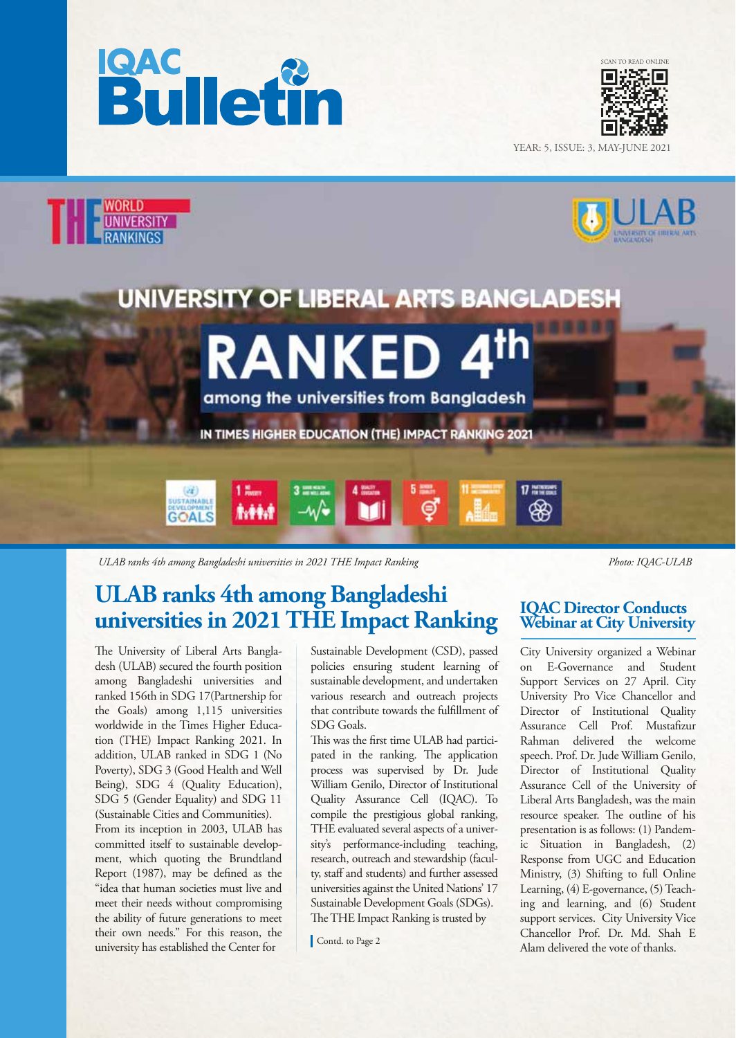# IQAC Bulletin

SCAN TO READ ONLINE

YEAR: 5, ISSUE: 3, MAY-JUNE 2021

UNIVERSITY OF LIBERAL ARTS BANGLADESH RANKED 4th among the universities from Bangladesh IN TIMES HIGHER EDUCATION (THE) IMPACT RANKING 2021

*ULAB ranks 4th among Bangladeshi universities in 2021 THE Impact Ranking* — *Photo: IQAC-ULAB*

## ULAB ranks 4th among Bangladeshi universities in 2021 THE Impact Ranking

The University of Liberal Arts Bangladesh (ULAB) secured the fourth position among Bangladeshi universities and ranked 156th in SDG 17(Partnership for the Goals) among 1,115 universities worldwide in the Times Higher Education (THE) Impact Ranking 2021. In addition, ULAB ranked in SDG 1 (No Poverty), SDG 3 (Good Health and Well Being), SDG 4 (Quality Education), SDG 5 (Gender Equality) and SDG 11 (Sustainable Cities and Communities).

From its inception in 2003, ULAB has committed itself to sustainable development, which quoting the Brundtland Report (1987), may be defined as the "idea that human societies must live and meet their needs without compromising the ability of future generations to meet their own needs." For this reason, the university has established the Center for Sustainable Development (CSD), passed policies ensuring student learning of sustainable development, and undertaken various research and outreach projects that contribute towards the fulfillment of SDG Goals.

This was the first time ULAB had participated in the ranking. The application process was supervised by Dr. Jude William Genilo, Director of Institutional Quality Assurance Cell (IQAC). To compile the prestigious global ranking, THE evaluated several aspects of a university's performance-including teaching, research, outreach and stewardship (faculty, staff and students) and further assessed universities against the United Nations' 17 Sustainable Development Goals (SDGs). The THE Impact Ranking is trusted by

Contd. to Page 2

## IQAC Director Conducts Webinar at City University

City University organized a Webinar on E-Governance and Student Support Services on 27 April. City University Pro Vice Chancellor and Director of Institutional Quality Assurance Cell Prof. Mustafizur Rahman delivered the welcome speech. Prof. Dr. Jude William Genilo, Director of Institutional Quality Assurance Cell of the University of Liberal Arts Bangladesh, was the main resource speaker. The outline of his presentation is as follows: (1) Pandemic Situation in Bangladesh, (2) Response from UGC and Education Ministry, (3) Shifting to full Online Learning, (4) E-governance, (5) Teaching and learning, and (6) Student support services. City University Vice Chancellor Prof. Dr. Md. Shah E Alam delivered the vote of thanks.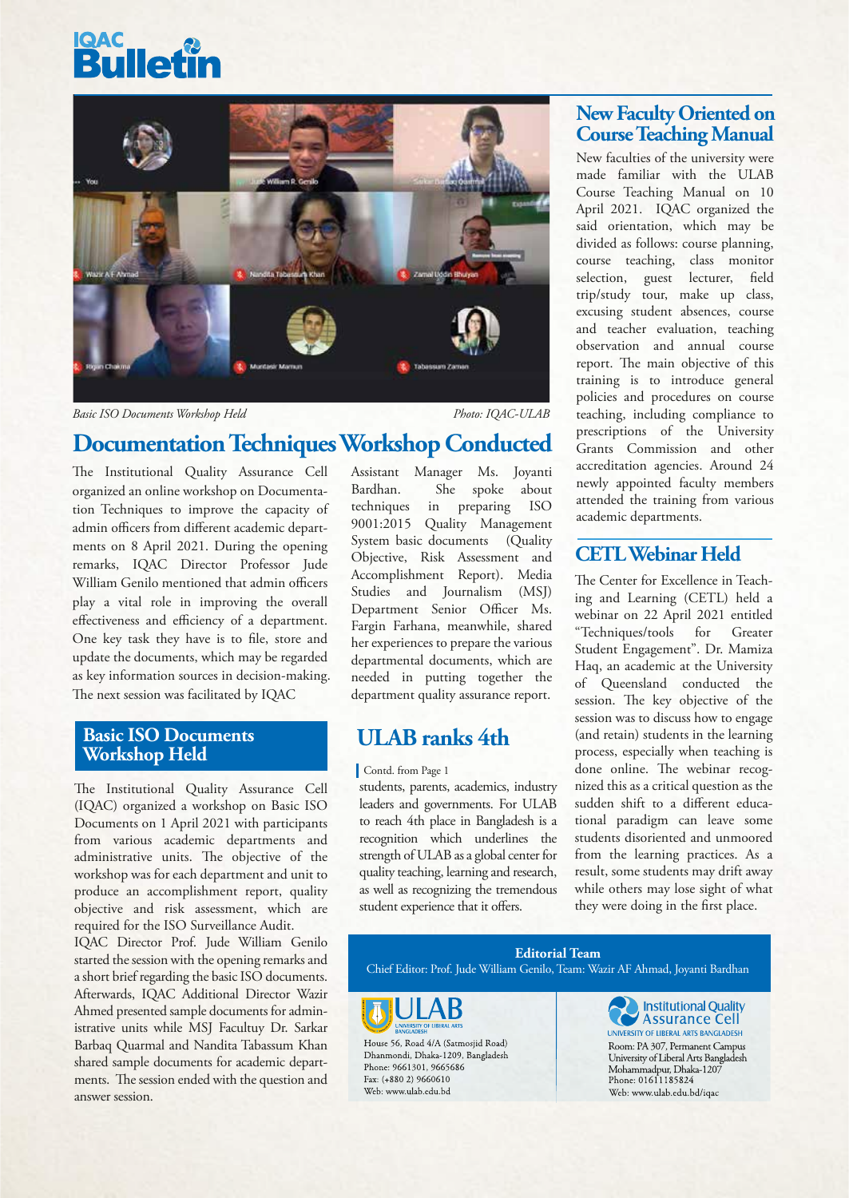# IQAC Bulletin

*Basic ISO Documents Workshop Held* *Photo: IQAC-ULAB*

## Documentation Techniques Workshop Conducted

The Institutional Quality Assurance Cell organized an online workshop on Documentation Techniques to improve the capacity of admin officers from different academic departments on 8 April 2021. During the opening remarks, IQAC Director Professor Jude William Genilo mentioned that admin officers play a vital role in improving the overall effectiveness and efficiency of a department. One key task they have is to file, store and update the documents, which may be regarded as key information sources in decision-making. The next session was facilitated by IQAC Assistant Manager Ms. Joyanti Bardhan. She spoke about techniques in preparing ISO 9001:2015 Quality Management System basic documents (Quality Objective, Risk Assessment and Accomplishment Report). Media Studies and Journalism (MSJ) Department Senior Officer Ms. Fargin Farhana, meanwhile, shared her experiences to prepare the various departmental documents, which are needed in putting together the department quality assurance report.

## Basic ISO Documents Workshop Held

The Institutional Quality Assurance Cell (IQAC) organized a workshop on Basic ISO Documents on 1 April 2021 with participants from various academic departments and administrative units. The objective of the workshop was for each department and unit to produce an accomplishment report, quality objective and risk assessment, which are required for the ISO Surveillance Audit.

IQAC Director Prof. Jude William Genilo started the session with the opening remarks and a short brief regarding the basic ISO documents. Afterwards, IQAC Additional Director Wazir Ahmed presented sample documents for administrative units while MSJ Facultuy Dr. Sarkar Barbaq Quarmal and Nandita Tabassum Khan shared sample documents for academic departments. The session ended with the question and answer session.

## ULAB ranks 4th

Contd. from Page 1

students, parents, academics, industry leaders and governments. For ULAB to reach 4th place in Bangladesh is a recognition which underlines the strength of ULAB as a global center for quality teaching, learning and research, as well as recognizing the tremendous student experience that it offers.

## New Faculty Oriented on Course Teaching Manual

New faculties of the university were made familiar with the ULAB Course Teaching Manual on 10 April 2021. IQAC organized the said orientation, which may be divided as follows: course planning, course teaching, class monitor selection, guest lecturer, field trip/study tour, make up class, excusing student absences, course and teacher evaluation, teaching observation and annual course report. The main objective of this training is to introduce general policies and procedures on course teaching, including compliance to prescriptions of the University Grants Commission and other accreditation agencies. Around 24 newly appointed faculty members attended the training from various academic departments.

## CETL Webinar Held

The Center for Excellence in Teaching and Learning (CETL) held a webinar on 22 April 2021 entitled "Techniques/tools for Greater Student Engagement". Dr. Mamiza Haq, an academic at the University of Queensland conducted the session. The key objective of the session was to discuss how to engage (and retain) students in the learning process, especially when teaching is done online. The webinar recognized this as a critical question as the sudden shift to a different educational paradigm can leave some students disoriented and unmoored from the learning practices. As a result, some students may drift away while others may lose sight of what they were doing in the first place.

**Editorial Team**

Chief Editor: Prof. Jude William Genilo, Team: Wazir AF Ahmad, Joyanti Bardhan

ULAB
UNIVERSITY OF LIBERAL ARTS BANGLADESH

House 56, Road 4/A (Satmosjid Road)
Dhanmondi, Dhaka-1209, Bangladesh
Phone: 9661301, 9665686
Fax: (+880 2) 9660610
Web: www.ulab.edu.bd

Institutional Quality Assurance Cell
UNIVERSITY OF LIBERAL ARTS BANGLADESH

Room: PA 307, Permanent Campus
University of Liberal Arts Bangladesh
Mohammadpur, Dhaka-1207
Phone: 01611185824
Web: www.ulab.edu.bd/iqac